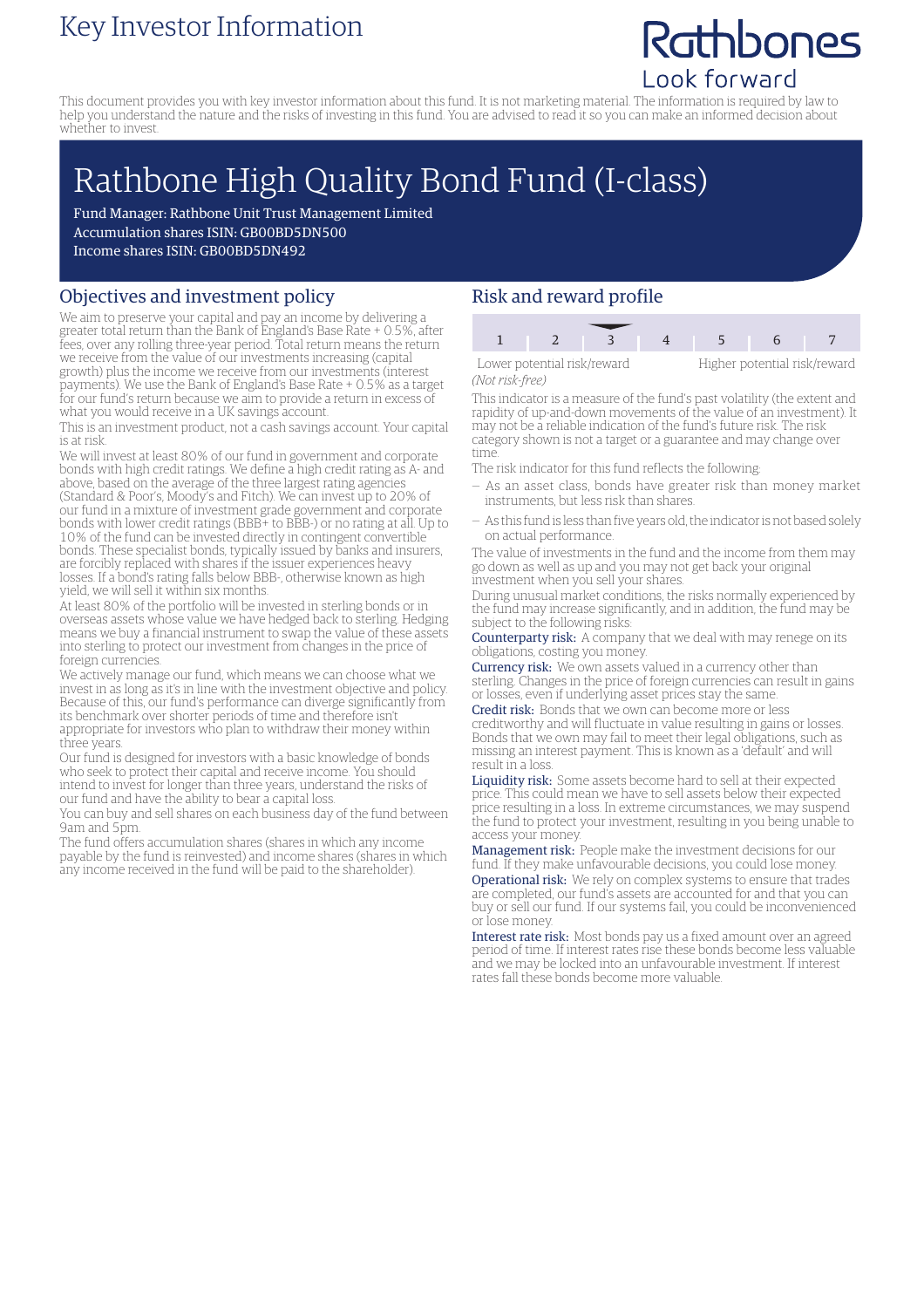# Key Investor Information

Rathbones
Look forward

This document provides you with key investor information about this fund. It is not marketing material. The information is required by law to help you understand the nature and the risks of investing in this fund. You are advised to read it so you can make an informed decision about whether to invest.

# Rathbone High Quality Bond Fund (I-class)

Fund Manager: Rathbone Unit Trust Management Limited
Accumulation shares ISIN: GB00BD5DN500
Income shares ISIN: GB00BD5DN492

## Objectives and investment policy

We aim to preserve your capital and pay an income by delivering a greater total return than the Bank of England's Base Rate + 0.5%, after fees, over any rolling three-year period. Total return means the return we receive from the value of our investments increasing (capital growth) plus the income we receive from our investments (interest payments). We use the Bank of England's Base Rate + 0.5% as a target for our fund's return because we aim to provide a return in excess of what you would receive in a UK savings account.

This is an investment product, not a cash savings account. Your capital is at risk.

We will invest at least 80% of our fund in government and corporate bonds with high credit ratings. We define a high credit rating as A- and above, based on the average of the three largest rating agencies (Standard & Poor's, Moody's and Fitch). We can invest up to 20% of our fund in a mixture of investment grade government and corporate bonds with lower credit ratings (BBB+ to BBB-) or no rating at all. Up to 10% of the fund can be invested directly in contingent convertible bonds. These specialist bonds, typically issued by banks and insurers, are forcibly replaced with shares if the issuer experiences heavy losses. If a bond's rating falls below BBB-, otherwise known as high yield, we will sell it within six months.

At least 80% of the portfolio will be invested in sterling bonds or in overseas assets whose value we have hedged back to sterling. Hedging means we buy a financial instrument to swap the value of these assets into sterling to protect our investment from changes in the price of foreign currencies.

We actively manage our fund, which means we can choose what we invest in as long as it's in line with the investment objective and policy. Because of this, our fund's performance can diverge significantly from its benchmark over shorter periods of time and therefore isn't appropriate for investors who plan to withdraw their money within three years.

Our fund is designed for investors with a basic knowledge of bonds who seek to protect their capital and receive income. You should intend to invest for longer than three years, understand the risks of our fund and have the ability to bear a capital loss.

You can buy and sell shares on each business day of the fund between 9am and 5pm.

The fund offers accumulation shares (shares in which any income payable by the fund is reinvested) and income shares (shares in which any income received in the fund will be paid to the shareholder).

## Risk and reward profile

| 1 | 2 | **3** | 4 | 5 | 6 | 7 |
|---|---|---|---|---|---|---|

Lower potential risk/reward — Higher potential risk/reward

*(Not risk-free)*

This indicator is a measure of the fund's past volatility (the extent and rapidity of up-and-down movements of the value of an investment). It may not be a reliable indication of the fund's future risk. The risk category shown is not a target or a guarantee and may change over time.

The risk indicator for this fund reflects the following:

- As an asset class, bonds have greater risk than money market instruments, but less risk than shares.
- As this fund is less than five years old, the indicator is not based solely on actual performance.

The value of investments in the fund and the income from them may go down as well as up and you may not get back your original investment when you sell your shares.

During unusual market conditions, the risks normally experienced by the fund may increase significantly, and in addition, the fund may be subject to the following risks:

**Counterparty risk:** A company that we deal with may renege on its obligations, costing you money.

**Currency risk:** We own assets valued in a currency other than sterling. Changes in the price of foreign currencies can result in gains or losses, even if underlying asset prices stay the same.

**Credit risk:** Bonds that we own can become more or less creditworthy and will fluctuate in value resulting in gains or losses. Bonds that we own may fail to meet their legal obligations, such as missing an interest payment. This is known as a 'default' and will result in a loss.

**Liquidity risk:** Some assets become hard to sell at their expected price. This could mean we have to sell assets below their expected price resulting in a loss. In extreme circumstances, we may suspend the fund to protect your investment, resulting in you being unable to access your money.

**Management risk:** People make the investment decisions for our fund. If they make unfavourable decisions, you could lose money.

**Operational risk:** We rely on complex systems to ensure that trades are completed, our fund's assets are accounted for and that you can buy or sell our fund. If our systems fail, you could be inconvenienced or lose money.

**Interest rate risk:** Most bonds pay us a fixed amount over an agreed period of time. If interest rates rise these bonds become less valuable and we may be locked into an unfavourable investment. If interest rates fall these bonds become more valuable.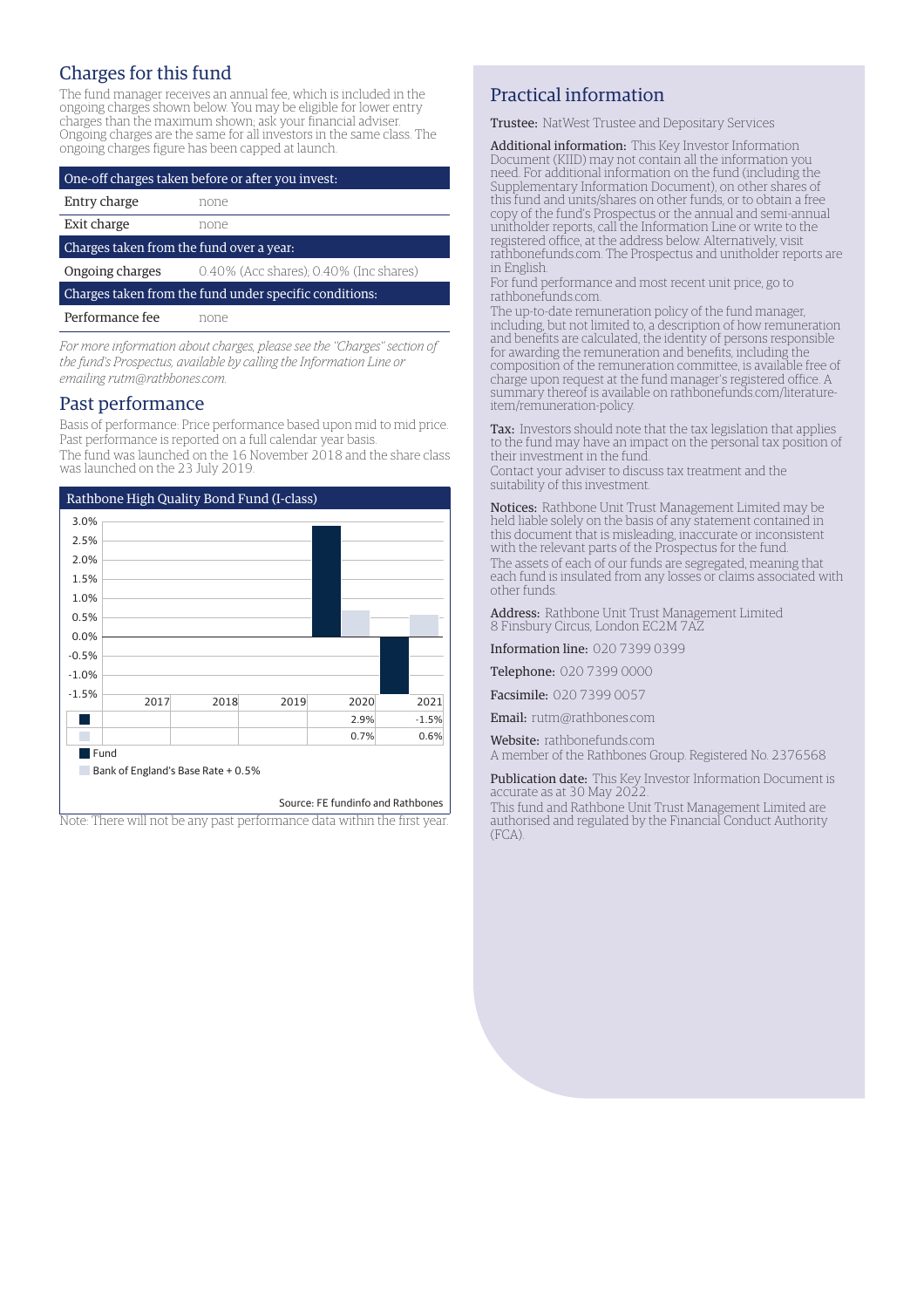## Charges for this fund

The fund manager receives an annual fee, which is included in the ongoing charges shown below. You may be eligible for lower entry charges than the maximum shown; ask your financial adviser. Ongoing charges are the same for all investors in the same class. The ongoing charges figure has been capped at launch.

| | |
|---|---|
| **One-off charges taken before or after you invest:** | |
| Entry charge | none |
| Exit charge | none |
| **Charges taken from the fund over a year:** | |
| Ongoing charges | 0.40% (Acc shares); 0.40% (Inc shares) |
| **Charges taken from the fund under specific conditions:** | |
| Performance fee | none |

*For more information about charges, please see the "Charges" section of the fund's Prospectus, available by calling the Information Line or emailing rutm@rathbones.com.*

## Past performance

Basis of performance: Price performance based upon mid to mid price. Past performance is reported on a full calendar year basis.
The fund was launched on the 16 November 2018 and the share class was launched on the 23 July 2019.

Rathbone High Quality Bond Fund (I-class)

3.0%
2.5%
2.0%
1.5%
1.0%
0.5%
0.0%
-0.5%
-1.0%
-1.5%

2017 2018 2019 2020 2021

Fund: 2020 2.9%; 2021 -1.5%
Bank of England's Base Rate + 0.5%: 2020 0.7%; 2021 0.6%

Source: FE fundinfo and Rathbones

Note: There will not be any past performance data within the first year.

## Practical information

**Trustee:** NatWest Trustee and Depositary Services

**Additional information:** This Key Investor Information Document (KIID) may not contain all the information you need. For additional information on the fund (including the Supplementary Information Document), on other shares of this fund and units/shares on other funds, or to obtain a free copy of the fund's Prospectus or the annual and semi-annual unitholder reports, call the Information Line or write to the registered office, at the address below. Alternatively, visit rathbonefunds.com. The Prospectus and unitholder reports are in English.
For fund performance and most recent unit price, go to rathbonefunds.com.
The up-to-date remuneration policy of the fund manager, including, but not limited to, a description of how remuneration and benefits are calculated, the identity of persons responsible for awarding the remuneration and benefits, including the composition of the remuneration committee, is available free of charge upon request at the fund manager's registered office. A summary thereof is available on rathbonefunds.com/literature-item/remuneration-policy.

**Tax:** Investors should note that the tax legislation that applies to the fund may have an impact on the personal tax position of their investment in the fund.
Contact your adviser to discuss tax treatment and the suitability of this investment.

**Notices:** Rathbone Unit Trust Management Limited may be held liable solely on the basis of any statement contained in this document that is misleading, inaccurate or inconsistent with the relevant parts of the Prospectus for the fund.
The assets of each of our funds are segregated, meaning that each fund is insulated from any losses or claims associated with other funds.

**Address:** Rathbone Unit Trust Management Limited
8 Finsbury Circus, London EC2M 7AZ

**Information line:** 020 7399 0399

**Telephone:** 020 7399 0000

**Facsimile:** 020 7399 0057

**Email:** rutm@rathbones.com

**Website:** rathbonefunds.com
A member of the Rathbones Group. Registered No. 2376568

**Publication date:** This Key Investor Information Document is accurate as at 30 May 2022.
This fund and Rathbone Unit Trust Management Limited are authorised and regulated by the Financial Conduct Authority (FCA).